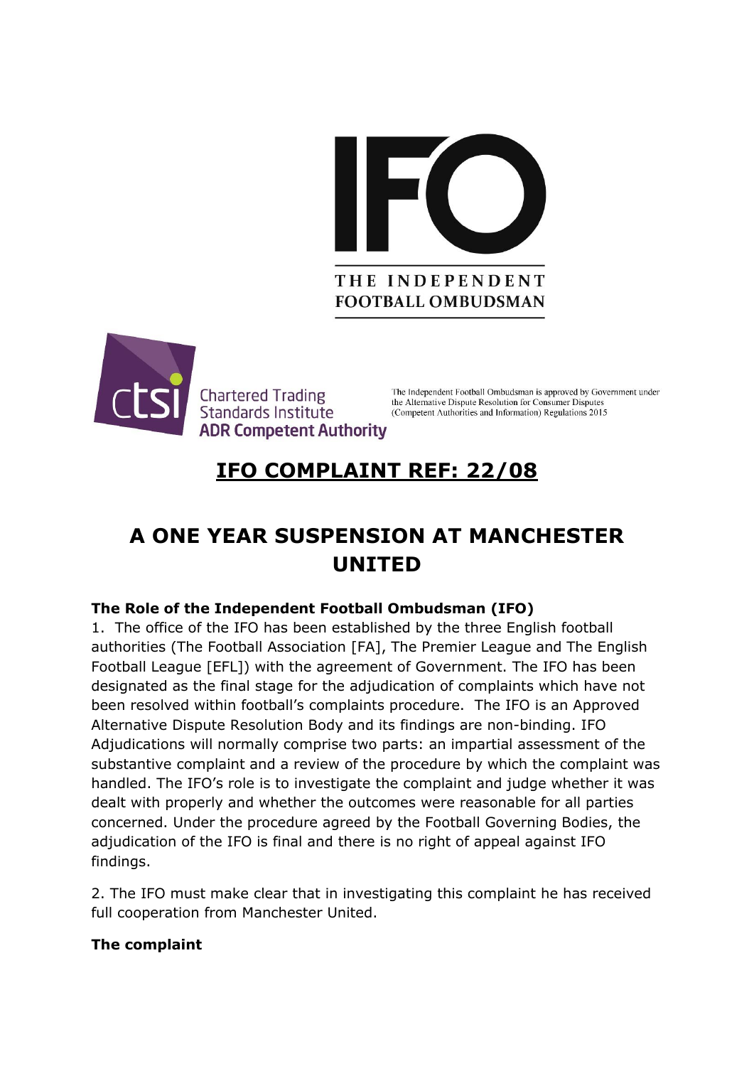THE INDEPENDENT FOOTBALL OMBUDSMAN

Chartered Trading Standards Institute
ADR Competent Authority

The Independent Football Ombudsman is approved by Government under the Alternative Dispute Resolution for Consumer Disputes (Competent Authorities and Information) Regulations 2015

## IFO COMPLAINT REF: 22/08

# A ONE YEAR SUSPENSION AT MANCHESTER UNITED

**The Role of the Independent Football Ombudsman (IFO)**

1. The office of the IFO has been established by the three English football authorities (The Football Association [FA], The Premier League and The English Football League [EFL]) with the agreement of Government. The IFO has been designated as the final stage for the adjudication of complaints which have not been resolved within football's complaints procedure. The IFO is an Approved Alternative Dispute Resolution Body and its findings are non-binding. IFO Adjudications will normally comprise two parts: an impartial assessment of the substantive complaint and a review of the procedure by which the complaint was handled. The IFO's role is to investigate the complaint and judge whether it was dealt with properly and whether the outcomes were reasonable for all parties concerned. Under the procedure agreed by the Football Governing Bodies, the adjudication of the IFO is final and there is no right of appeal against IFO findings.

2. The IFO must make clear that in investigating this complaint he has received full cooperation from Manchester United.

**The complaint**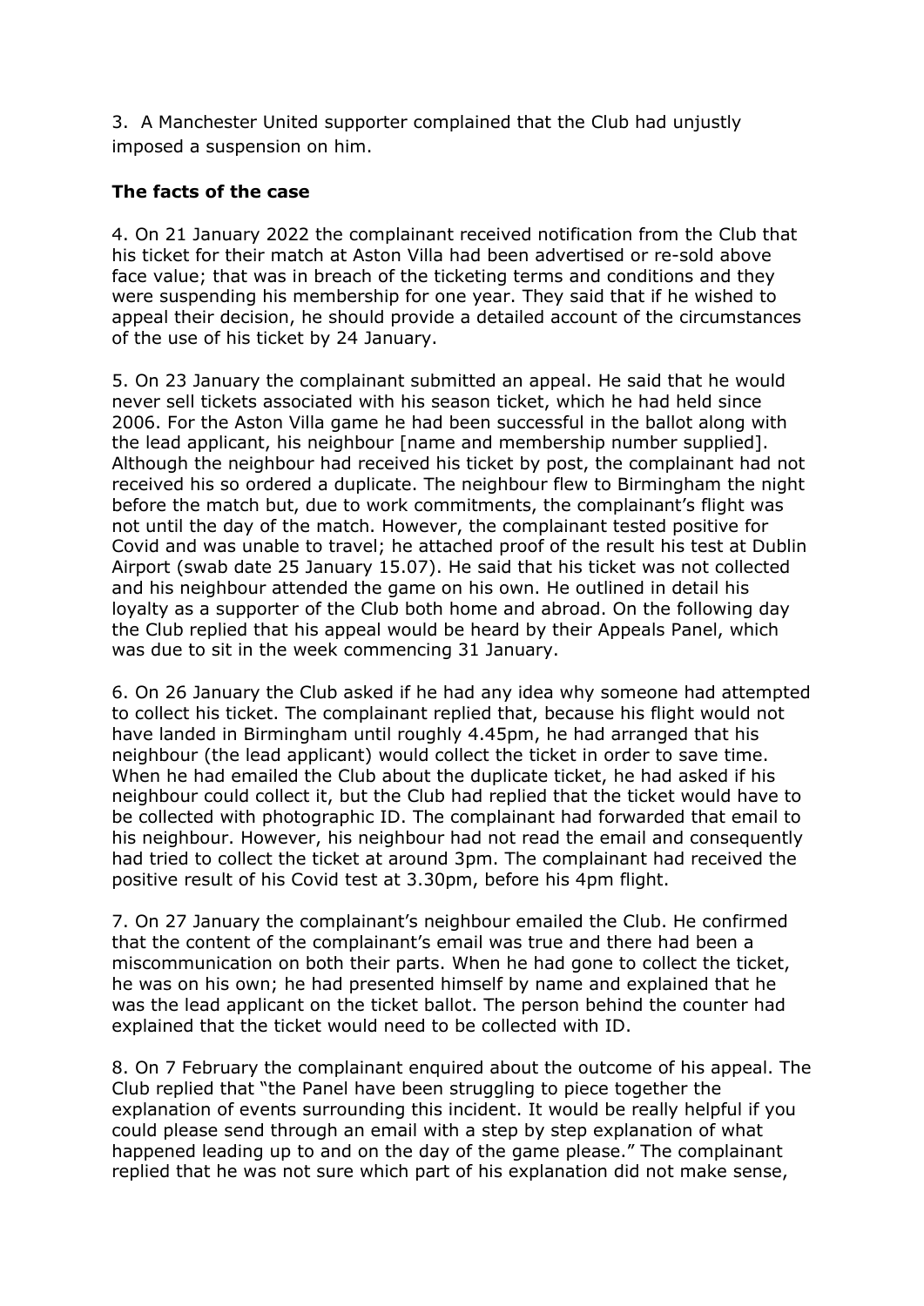3. A Manchester United supporter complained that the Club had unjustly imposed a suspension on him.

**The facts of the case**

4. On 21 January 2022 the complainant received notification from the Club that his ticket for their match at Aston Villa had been advertised or re-sold above face value; that was in breach of the ticketing terms and conditions and they were suspending his membership for one year. They said that if he wished to appeal their decision, he should provide a detailed account of the circumstances of the use of his ticket by 24 January.

5. On 23 January the complainant submitted an appeal. He said that he would never sell tickets associated with his season ticket, which he had held since 2006. For the Aston Villa game he had been successful in the ballot along with the lead applicant, his neighbour [name and membership number supplied]. Although the neighbour had received his ticket by post, the complainant had not received his so ordered a duplicate. The neighbour flew to Birmingham the night before the match but, due to work commitments, the complainant's flight was not until the day of the match. However, the complainant tested positive for Covid and was unable to travel; he attached proof of the result his test at Dublin Airport (swab date 25 January 15.07). He said that his ticket was not collected and his neighbour attended the game on his own. He outlined in detail his loyalty as a supporter of the Club both home and abroad. On the following day the Club replied that his appeal would be heard by their Appeals Panel, which was due to sit in the week commencing 31 January.

6. On 26 January the Club asked if he had any idea why someone had attempted to collect his ticket. The complainant replied that, because his flight would not have landed in Birmingham until roughly 4.45pm, he had arranged that his neighbour (the lead applicant) would collect the ticket in order to save time. When he had emailed the Club about the duplicate ticket, he had asked if his neighbour could collect it, but the Club had replied that the ticket would have to be collected with photographic ID. The complainant had forwarded that email to his neighbour. However, his neighbour had not read the email and consequently had tried to collect the ticket at around 3pm. The complainant had received the positive result of his Covid test at 3.30pm, before his 4pm flight.

7. On 27 January the complainant's neighbour emailed the Club. He confirmed that the content of the complainant's email was true and there had been a miscommunication on both their parts. When he had gone to collect the ticket, he was on his own; he had presented himself by name and explained that he was the lead applicant on the ticket ballot. The person behind the counter had explained that the ticket would need to be collected with ID.

8. On 7 February the complainant enquired about the outcome of his appeal. The Club replied that "the Panel have been struggling to piece together the explanation of events surrounding this incident. It would be really helpful if you could please send through an email with a step by step explanation of what happened leading up to and on the day of the game please." The complainant replied that he was not sure which part of his explanation did not make sense,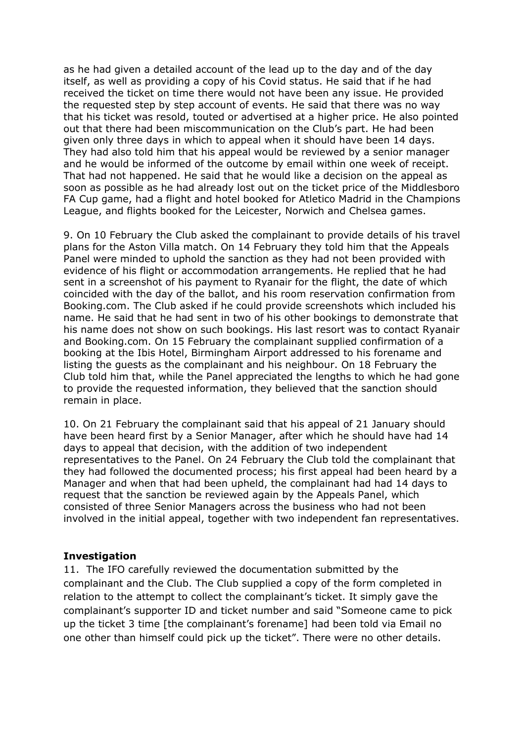as he had given a detailed account of the lead up to the day and of the day itself, as well as providing a copy of his Covid status. He said that if he had received the ticket on time there would not have been any issue. He provided the requested step by step account of events. He said that there was no way that his ticket was resold, touted or advertised at a higher price. He also pointed out that there had been miscommunication on the Club's part. He had been given only three days in which to appeal when it should have been 14 days. They had also told him that his appeal would be reviewed by a senior manager and he would be informed of the outcome by email within one week of receipt. That had not happened. He said that he would like a decision on the appeal as soon as possible as he had already lost out on the ticket price of the Middlesboro FA Cup game, had a flight and hotel booked for Atletico Madrid in the Champions League, and flights booked for the Leicester, Norwich and Chelsea games.

9. On 10 February the Club asked the complainant to provide details of his travel plans for the Aston Villa match. On 14 February they told him that the Appeals Panel were minded to uphold the sanction as they had not been provided with evidence of his flight or accommodation arrangements. He replied that he had sent in a screenshot of his payment to Ryanair for the flight, the date of which coincided with the day of the ballot, and his room reservation confirmation from Booking.com. The Club asked if he could provide screenshots which included his name. He said that he had sent in two of his other bookings to demonstrate that his name does not show on such bookings. His last resort was to contact Ryanair and Booking.com. On 15 February the complainant supplied confirmation of a booking at the Ibis Hotel, Birmingham Airport addressed to his forename and listing the guests as the complainant and his neighbour. On 18 February the Club told him that, while the Panel appreciated the lengths to which he had gone to provide the requested information, they believed that the sanction should remain in place.

10. On 21 February the complainant said that his appeal of 21 January should have been heard first by a Senior Manager, after which he should have had 14 days to appeal that decision, with the addition of two independent representatives to the Panel. On 24 February the Club told the complainant that they had followed the documented process; his first appeal had been heard by a Manager and when that had been upheld, the complainant had had 14 days to request that the sanction be reviewed again by the Appeals Panel, which consisted of three Senior Managers across the business who had not been involved in the initial appeal, together with two independent fan representatives.

## Investigation

11. The IFO carefully reviewed the documentation submitted by the complainant and the Club. The Club supplied a copy of the form completed in relation to the attempt to collect the complainant's ticket. It simply gave the complainant's supporter ID and ticket number and said "Someone came to pick up the ticket 3 time [the complainant's forename] had been told via Email no one other than himself could pick up the ticket". There were no other details.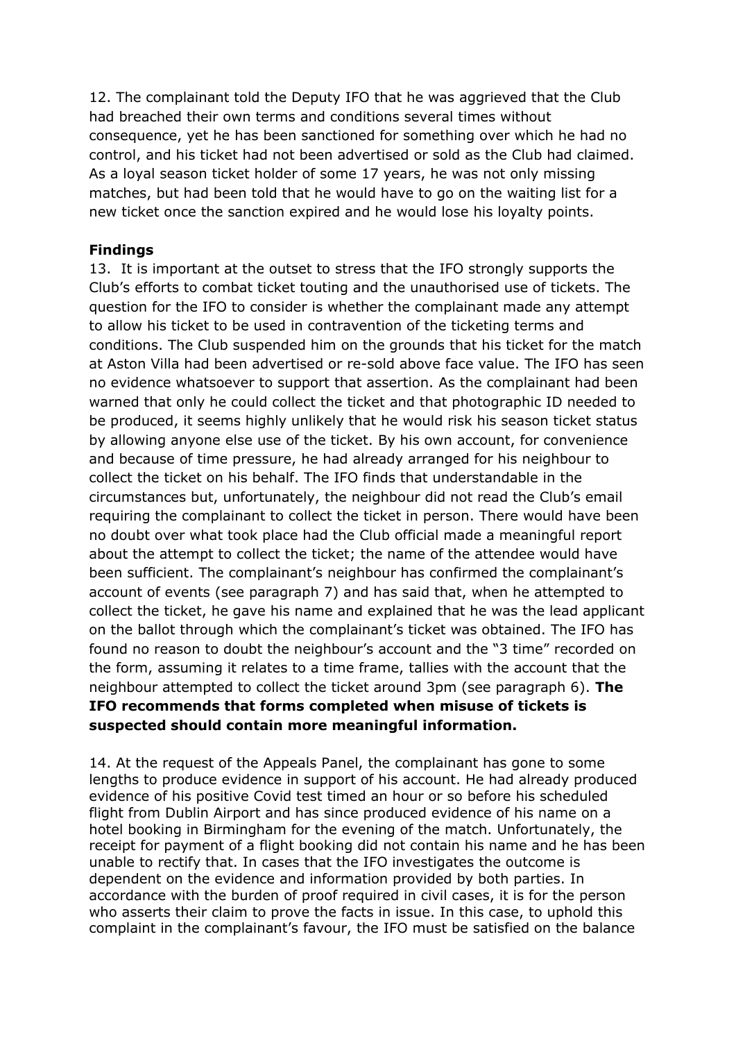12. The complainant told the Deputy IFO that he was aggrieved that the Club had breached their own terms and conditions several times without consequence, yet he has been sanctioned for something over which he had no control, and his ticket had not been advertised or sold as the Club had claimed. As a loyal season ticket holder of some 17 years, he was not only missing matches, but had been told that he would have to go on the waiting list for a new ticket once the sanction expired and he would lose his loyalty points.

**Findings**

13. It is important at the outset to stress that the IFO strongly supports the Club's efforts to combat ticket touting and the unauthorised use of tickets. The question for the IFO to consider is whether the complainant made any attempt to allow his ticket to be used in contravention of the ticketing terms and conditions. The Club suspended him on the grounds that his ticket for the match at Aston Villa had been advertised or re-sold above face value. The IFO has seen no evidence whatsoever to support that assertion. As the complainant had been warned that only he could collect the ticket and that photographic ID needed to be produced, it seems highly unlikely that he would risk his season ticket status by allowing anyone else use of the ticket. By his own account, for convenience and because of time pressure, he had already arranged for his neighbour to collect the ticket on his behalf. The IFO finds that understandable in the circumstances but, unfortunately, the neighbour did not read the Club's email requiring the complainant to collect the ticket in person. There would have been no doubt over what took place had the Club official made a meaningful report about the attempt to collect the ticket; the name of the attendee would have been sufficient. The complainant's neighbour has confirmed the complainant's account of events (see paragraph 7) and has said that, when he attempted to collect the ticket, he gave his name and explained that he was the lead applicant on the ballot through which the complainant's ticket was obtained. The IFO has found no reason to doubt the neighbour's account and the "3 time" recorded on the form, assuming it relates to a time frame, tallies with the account that the neighbour attempted to collect the ticket around 3pm (see paragraph 6). **The IFO recommends that forms completed when misuse of tickets is suspected should contain more meaningful information.**

14. At the request of the Appeals Panel, the complainant has gone to some lengths to produce evidence in support of his account. He had already produced evidence of his positive Covid test timed an hour or so before his scheduled flight from Dublin Airport and has since produced evidence of his name on a hotel booking in Birmingham for the evening of the match. Unfortunately, the receipt for payment of a flight booking did not contain his name and he has been unable to rectify that. In cases that the IFO investigates the outcome is dependent on the evidence and information provided by both parties. In accordance with the burden of proof required in civil cases, it is for the person who asserts their claim to prove the facts in issue. In this case, to uphold this complaint in the complainant's favour, the IFO must be satisfied on the balance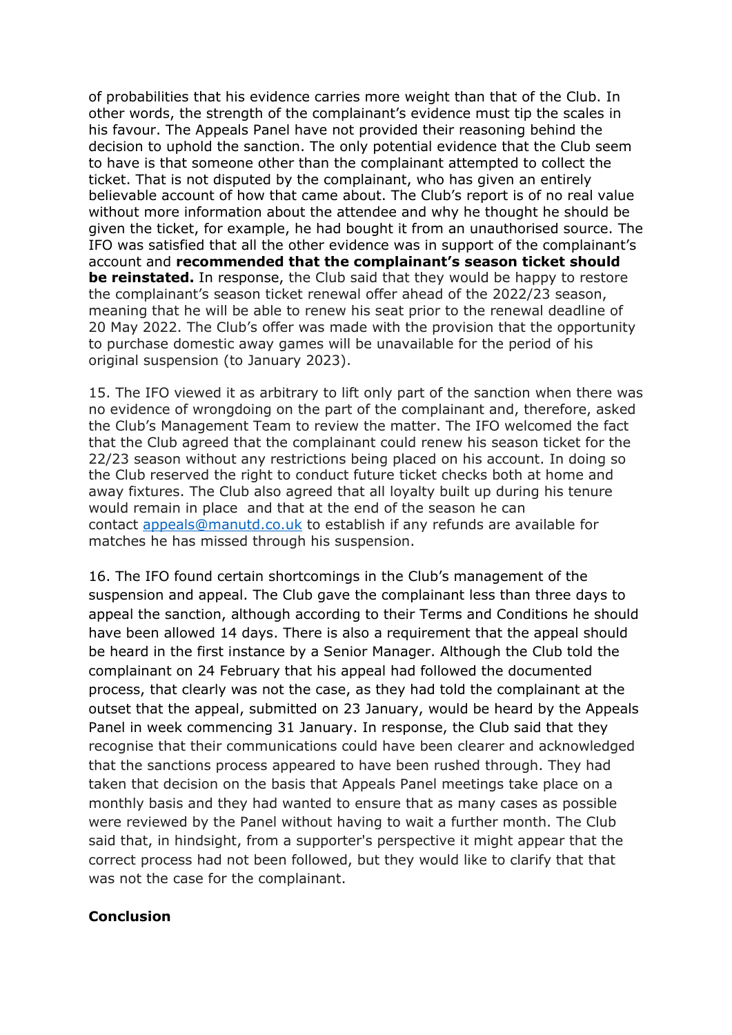of probabilities that his evidence carries more weight than that of the Club. In other words, the strength of the complainant's evidence must tip the scales in his favour. The Appeals Panel have not provided their reasoning behind the decision to uphold the sanction. The only potential evidence that the Club seem to have is that someone other than the complainant attempted to collect the ticket. That is not disputed by the complainant, who has given an entirely believable account of how that came about. The Club's report is of no real value without more information about the attendee and why he thought he should be given the ticket, for example, he had bought it from an unauthorised source. The IFO was satisfied that all the other evidence was in support of the complainant's account and **recommended that the complainant's season ticket should be reinstated.** In response, the Club said that they would be happy to restore the complainant's season ticket renewal offer ahead of the 2022/23 season, meaning that he will be able to renew his seat prior to the renewal deadline of 20 May 2022. The Club's offer was made with the provision that the opportunity to purchase domestic away games will be unavailable for the period of his original suspension (to January 2023).

15. The IFO viewed it as arbitrary to lift only part of the sanction when there was no evidence of wrongdoing on the part of the complainant and, therefore, asked the Club's Management Team to review the matter. The IFO welcomed the fact that the Club agreed that the complainant could renew his season ticket for the 22/23 season without any restrictions being placed on his account. In doing so the Club reserved the right to conduct future ticket checks both at home and away fixtures. The Club also agreed that all loyalty built up during his tenure would remain in place and that at the end of the season he can contact [appeals@manutd.co.uk](mailto:appeals@manutd.co.uk) to establish if any refunds are available for matches he has missed through his suspension.

16. The IFO found certain shortcomings in the Club's management of the suspension and appeal. The Club gave the complainant less than three days to appeal the sanction, although according to their Terms and Conditions he should have been allowed 14 days. There is also a requirement that the appeal should be heard in the first instance by a Senior Manager. Although the Club told the complainant on 24 February that his appeal had followed the documented process, that clearly was not the case, as they had told the complainant at the outset that the appeal, submitted on 23 January, would be heard by the Appeals Panel in week commencing 31 January. In response, the Club said that they recognise that their communications could have been clearer and acknowledged that the sanctions process appeared to have been rushed through. They had taken that decision on the basis that Appeals Panel meetings take place on a monthly basis and they had wanted to ensure that as many cases as possible were reviewed by the Panel without having to wait a further month. The Club said that, in hindsight, from a supporter's perspective it might appear that the correct process had not been followed, but they would like to clarify that that was not the case for the complainant.

**Conclusion**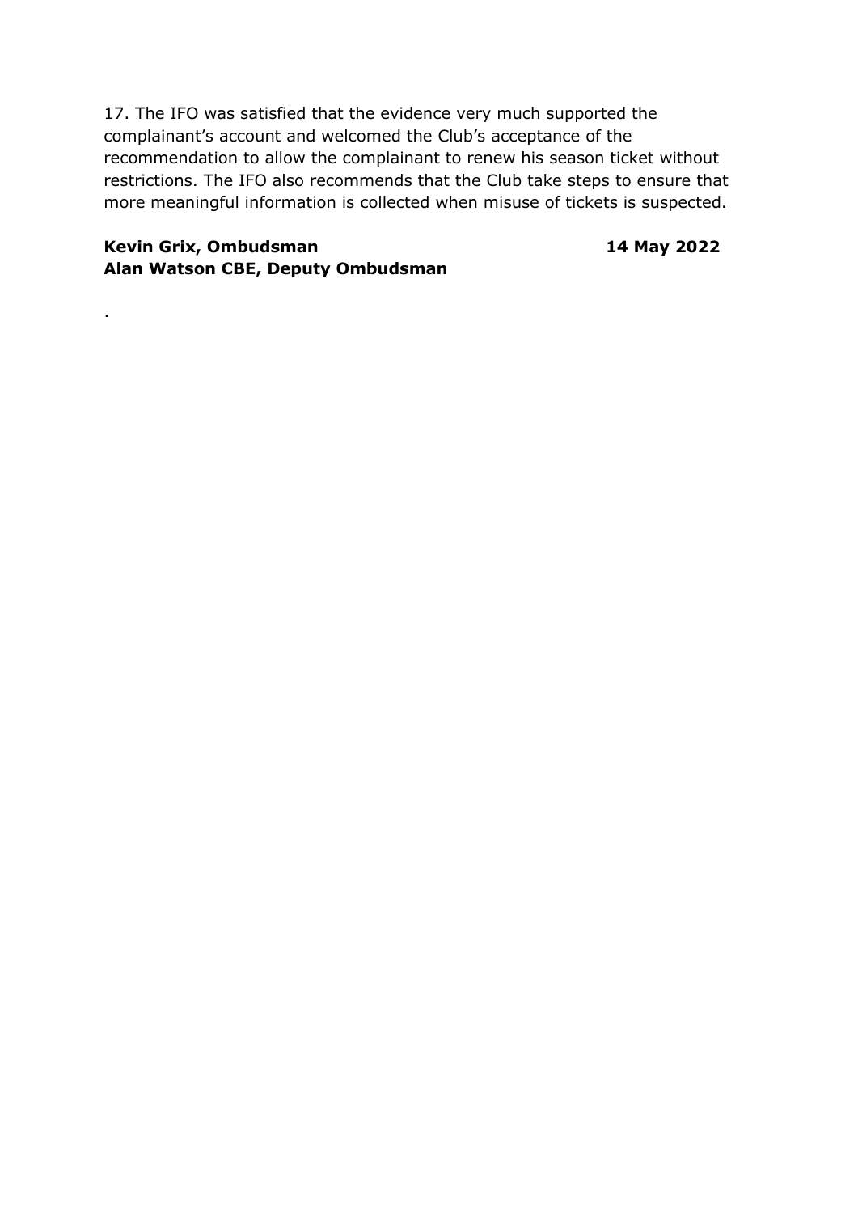17. The IFO was satisfied that the evidence very much supported the complainant's account and welcomed the Club's acceptance of the recommendation to allow the complainant to renew his season ticket without restrictions. The IFO also recommends that the Club take steps to ensure that more meaningful information is collected when misuse of tickets is suspected.

**Kevin Grix, Ombudsman** **14 May 2022**
**Alan Watson CBE, Deputy Ombudsman**

.